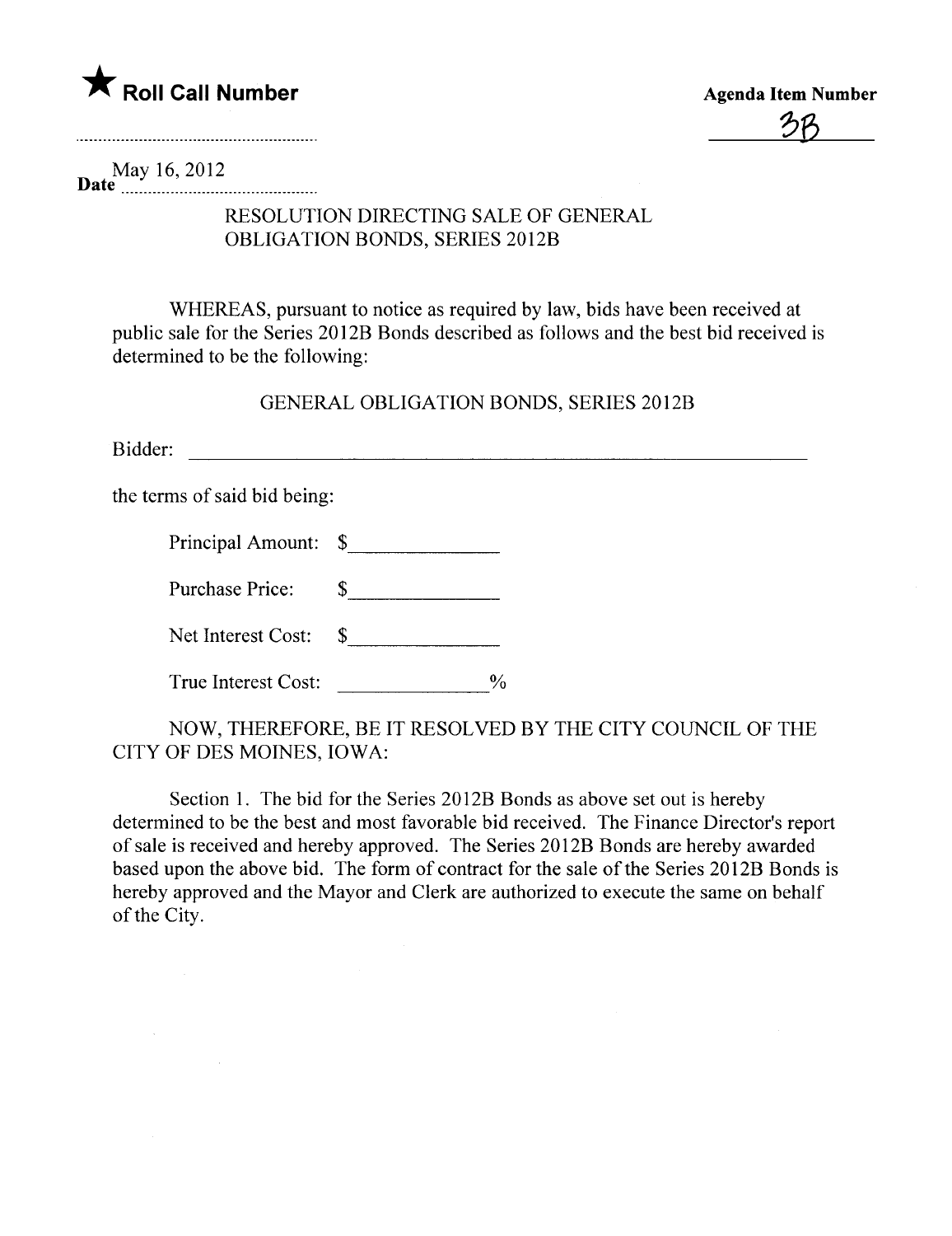★ **Roll Call Number**

**Agenda Item Number**

3B

**Date** May 16, 2012

RESOLUTION DIRECTING SALE OF GENERAL OBLIGATION BONDS, SERIES 2012B

WHEREAS, pursuant to notice as required by law, bids have been received at public sale for the Series 2012B Bonds described as follows and the best bid received is determined to be the following:

GENERAL OBLIGATION BONDS, SERIES 2012B

Bidder: ____________________________________________

the terms of said bid being:

Principal Amount: $______________

Purchase Price: $______________

Net Interest Cost: $______________

True Interest Cost: ______________%

NOW, THEREFORE, BE IT RESOLVED BY THE CITY COUNCIL OF THE CITY OF DES MOINES, IOWA:

Section 1. The bid for the Series 2012B Bonds as above set out is hereby determined to be the best and most favorable bid received. The Finance Director's report of sale is received and hereby approved. The Series 2012B Bonds are hereby awarded based upon the above bid. The form of contract for the sale of the Series 2012B Bonds is hereby approved and the Mayor and Clerk are authorized to execute the same on behalf of the City.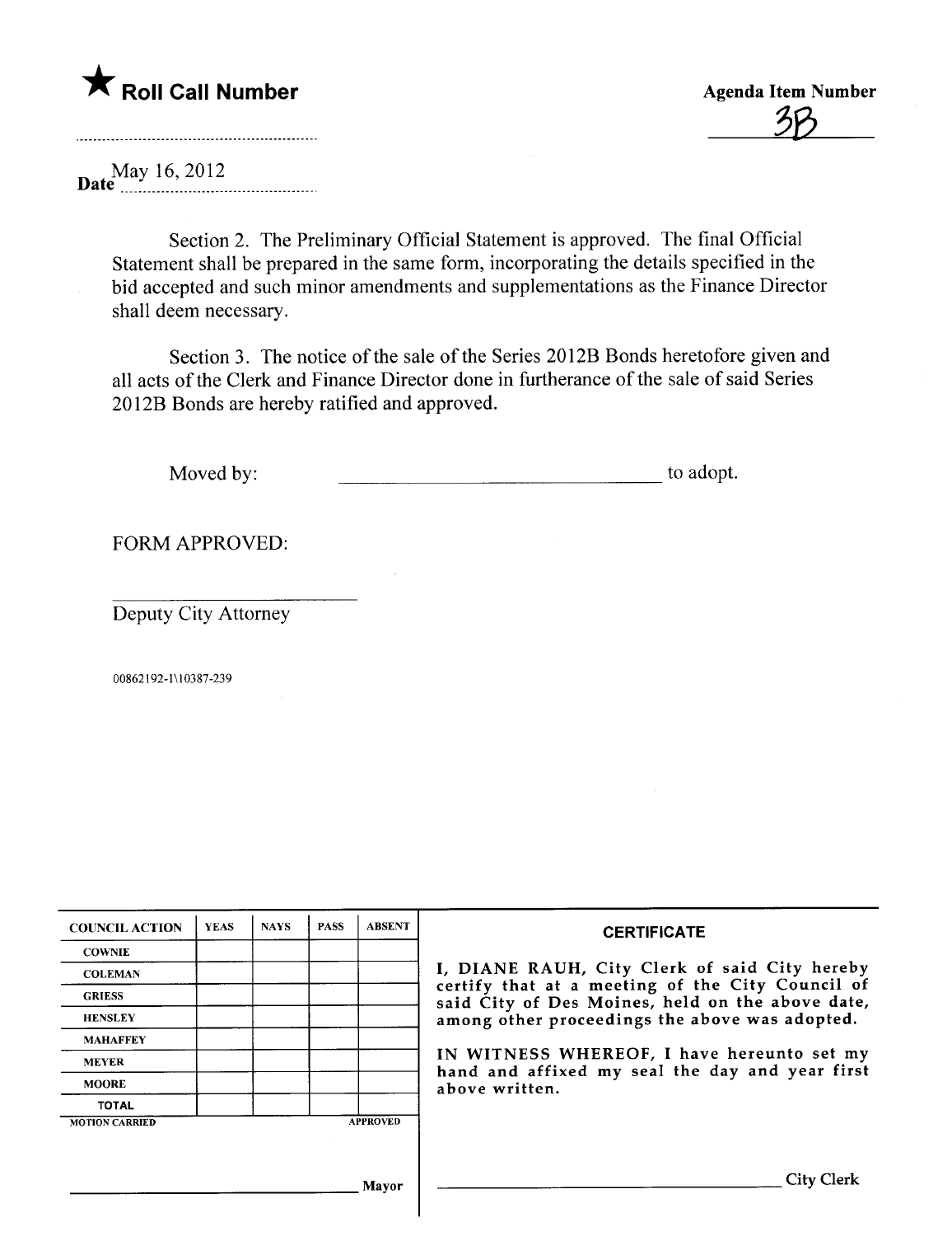★ **Roll Call Number**

**Agenda Item Number**

3B

Date May 16, 2012

Section 2. The Preliminary Official Statement is approved. The final Official Statement shall be prepared in the same form, incorporating the details specified in the bid accepted and such minor amendments and supplementations as the Finance Director shall deem necessary.

Section 3. The notice of the sale of the Series 2012B Bonds heretofore given and all acts of the Clerk and Finance Director done in furtherance of the sale of said Series 2012B Bonds are hereby ratified and approved.

Moved by: ________________________________ to adopt.

FORM APPROVED:

________________________

Deputy City Attorney

00862192-1\10387-239

| COUNCIL ACTION | YEAS | NAYS | PASS | ABSENT |
|---|---|---|---|---|
| COWNIE | | | | |
| COLEMAN | | | | |
| GRIESS | | | | |
| HENSLEY | | | | |
| MAHAFFEY | | | | |
| MEYER | | | | |
| MOORE | | | | |
| TOTAL | | | | |
| MOTION CARRIED | | | | APPROVED |

________________________________ Mayor

**CERTIFICATE**

I, DIANE RAUH, City Clerk of said City hereby certify that at a meeting of the City Council of said City of Des Moines, held on the above date, among other proceedings the above was adopted.

IN WITNESS WHEREOF, I have hereunto set my hand and affixed my seal the day and year first above written.

________________________________ City Clerk